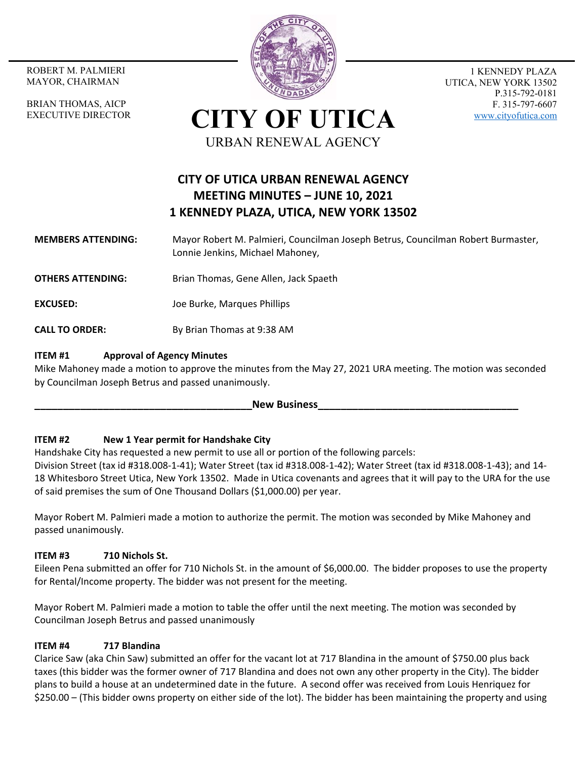ROBERT M. PALMIERI
MAYOR, CHAIRMAN

BRIAN THOMAS, AICP
EXECUTIVE DIRECTOR

# CITY OF UTICA

URBAN RENEWAL AGENCY

1 KENNEDY PLAZA
UTICA, NEW YORK 13502
P.315-792-0181
F. 315-797-6607
www.cityofutica.com

## CITY OF UTICA URBAN RENEWAL AGENCY
## MEETING MINUTES – JUNE 10, 2021
## 1 KENNEDY PLAZA, UTICA, NEW YORK 13502

**MEMBERS ATTENDING:** Mayor Robert M. Palmieri, Councilman Joseph Betrus, Councilman Robert Burmaster, Lonnie Jenkins, Michael Mahoney,

**OTHERS ATTENDING:** Brian Thomas, Gene Allen, Jack Spaeth

**EXCUSED:** Joe Burke, Marques Phillips

**CALL TO ORDER:** By Brian Thomas at 9:38 AM

**ITEM #1 Approval of Agency Minutes**

Mike Mahoney made a motion to approve the minutes from the May 27, 2021 URA meeting. The motion was seconded by Councilman Joseph Betrus and passed unanimously.

**New Business**

**ITEM #2 New 1 Year permit for Handshake City**

Handshake City has requested a new permit to use all or portion of the following parcels:
Division Street (tax id #318.008-1-41); Water Street (tax id #318.008-1-42); Water Street (tax id #318.008-1-43); and 14-18 Whitesboro Street Utica, New York 13502. Made in Utica covenants and agrees that it will pay to the URA for the use of said premises the sum of One Thousand Dollars ($1,000.00) per year.

Mayor Robert M. Palmieri made a motion to authorize the permit. The motion was seconded by Mike Mahoney and passed unanimously.

**ITEM #3 710 Nichols St.**

Eileen Pena submitted an offer for 710 Nichols St. in the amount of $6,000.00. The bidder proposes to use the property for Rental/Income property. The bidder was not present for the meeting.

Mayor Robert M. Palmieri made a motion to table the offer until the next meeting. The motion was seconded by Councilman Joseph Betrus and passed unanimously

**ITEM #4 717 Blandina**

Clarice Saw (aka Chin Saw) submitted an offer for the vacant lot at 717 Blandina in the amount of $750.00 plus back taxes (this bidder was the former owner of 717 Blandina and does not own any other property in the City). The bidder plans to build a house at an undetermined date in the future. A second offer was received from Louis Henriquez for $250.00 – (This bidder owns property on either side of the lot). The bidder has been maintaining the property and using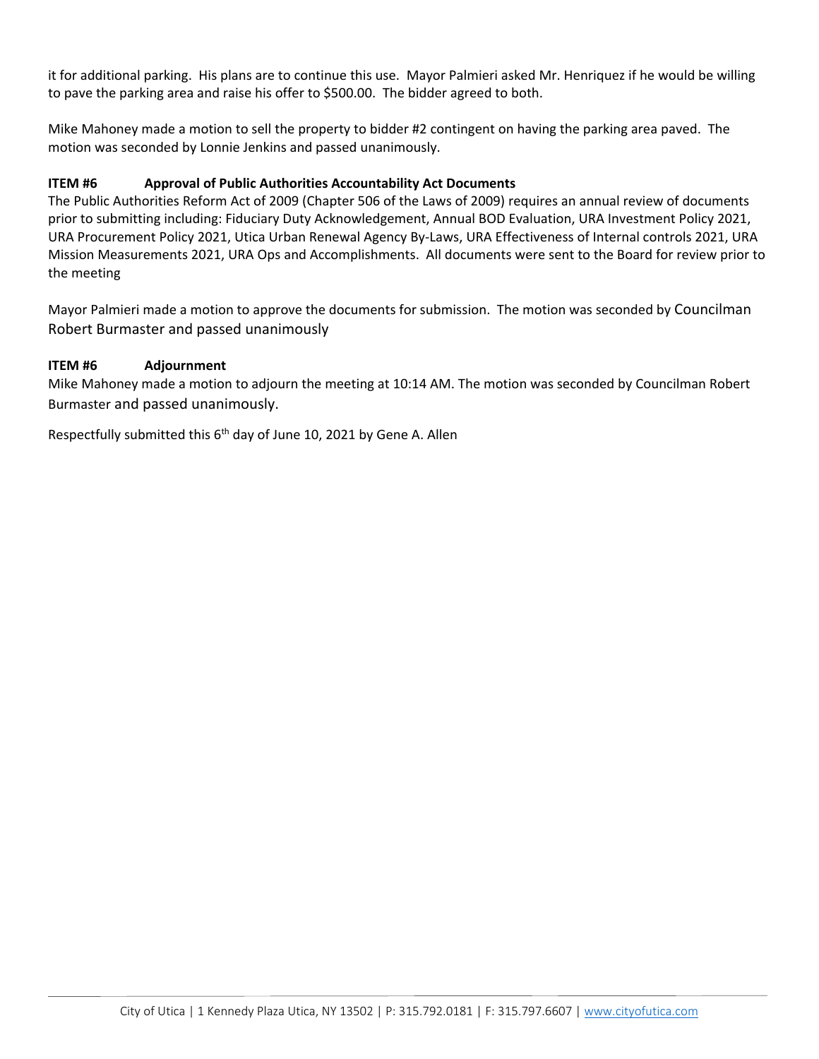it for additional parking. His plans are to continue this use. Mayor Palmieri asked Mr. Henriquez if he would be willing to pave the parking area and raise his offer to $500.00. The bidder agreed to both.

Mike Mahoney made a motion to sell the property to bidder #2 contingent on having the parking area paved. The motion was seconded by Lonnie Jenkins and passed unanimously.

**ITEM #6 Approval of Public Authorities Accountability Act Documents**

The Public Authorities Reform Act of 2009 (Chapter 506 of the Laws of 2009) requires an annual review of documents prior to submitting including: Fiduciary Duty Acknowledgement, Annual BOD Evaluation, URA Investment Policy 2021, URA Procurement Policy 2021, Utica Urban Renewal Agency By-Laws, URA Effectiveness of Internal controls 2021, URA Mission Measurements 2021, URA Ops and Accomplishments. All documents were sent to the Board for review prior to the meeting

Mayor Palmieri made a motion to approve the documents for submission. The motion was seconded by Councilman Robert Burmaster and passed unanimously

**ITEM #6 Adjournment**

Mike Mahoney made a motion to adjourn the meeting at 10:14 AM. The motion was seconded by Councilman Robert Burmaster and passed unanimously.

Respectfully submitted this 6th day of June 10, 2021 by Gene A. Allen